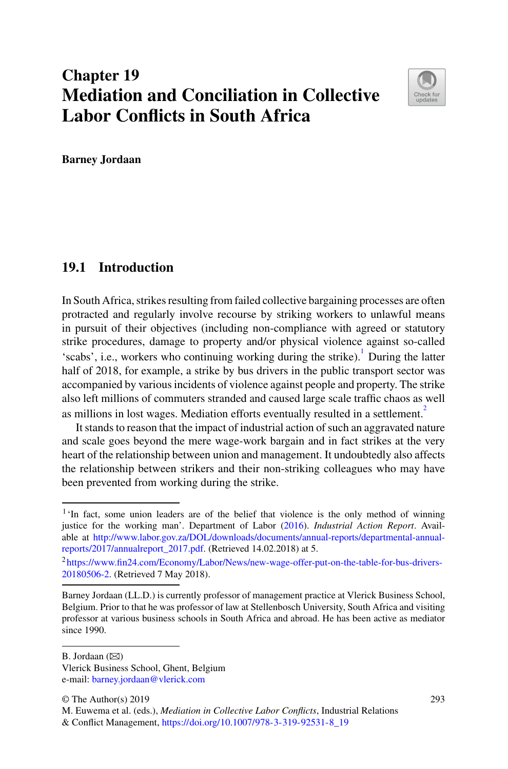# Chapter 19
# Mediation and Conciliation in Collective Labor Conflicts in South Africa

**Barney Jordaan**

## 19.1 Introduction

In South Africa, strikes resulting from failed collective bargaining processes are often protracted and regularly involve recourse by striking workers to unlawful means in pursuit of their objectives (including non-compliance with agreed or statutory strike procedures, damage to property and/or physical violence against so-called 'scabs', i.e., workers who continuing working during the strike).[1] During the latter half of 2018, for example, a strike by bus drivers in the public transport sector was accompanied by various incidents of violence against people and property. The strike also left millions of commuters stranded and caused large scale traffic chaos as well as millions in lost wages. Mediation efforts eventually resulted in a settlement.[2]

It stands to reason that the impact of industrial action of such an aggravated nature and scale goes beyond the mere wage-work bargain and in fact strikes at the very heart of the relationship between union and management. It undoubtedly also affects the relationship between strikers and their non-striking colleagues who may have been prevented from working during the strike.

---

[1] 'In fact, some union leaders are of the belief that violence is the only method of winning justice for the working man'. Department of Labor (2016). *Industrial Action Report*. Available at http://www.labor.gov.za/DOL/downloads/documents/annual-reports/departmental-annual-reports/2017/annualreport_2017.pdf. (Retrieved 14.02.2018) at 5.

[2] https://www.fin24.com/Economy/Labor/News/new-wage-offer-put-on-the-table-for-bus-drivers-20180506-2. (Retrieved 7 May 2018).

---

Barney Jordaan (LL.D.) is currently professor of management practice at Vlerick Business School, Belgium. Prior to that he was professor of law at Stellenbosch University, South Africa and visiting professor at various business schools in South Africa and abroad. He has been active as mediator since 1990.

---

B. Jordaan (✉)
Vlerick Business School, Ghent, Belgium
e-mail: barney.jordaan@vlerick.com

© The Author(s) 2019
M. Euwema et al. (eds.), *Mediation in Collective Labor Conflicts*, Industrial Relations & Conflict Management, https://doi.org/10.1007/978-3-319-92531-8_19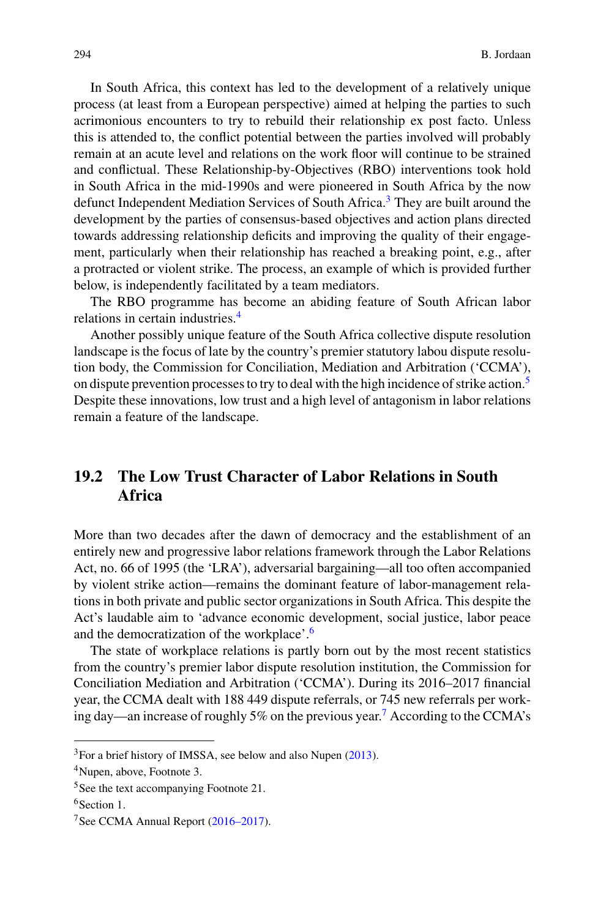In South Africa, this context has led to the development of a relatively unique process (at least from a European perspective) aimed at helping the parties to such acrimonious encounters to try to rebuild their relationship ex post facto. Unless this is attended to, the conflict potential between the parties involved will probably remain at an acute level and relations on the work floor will continue to be strained and conflictual. These Relationship-by-Objectives (RBO) interventions took hold in South Africa in the mid-1990s and were pioneered in South Africa by the now defunct Independent Mediation Services of South Africa.[3] They are built around the development by the parties of consensus-based objectives and action plans directed towards addressing relationship deficits and improving the quality of their engagement, particularly when their relationship has reached a breaking point, e.g., after a protracted or violent strike. The process, an example of which is provided further below, is independently facilitated by a team mediators.

The RBO programme has become an abiding feature of South African labor relations in certain industries.[4]

Another possibly unique feature of the South Africa collective dispute resolution landscape is the focus of late by the country's premier statutory labou dispute resolution body, the Commission for Conciliation, Mediation and Arbitration ('CCMA'), on dispute prevention processes to try to deal with the high incidence of strike action.[5] Despite these innovations, low trust and a high level of antagonism in labor relations remain a feature of the landscape.

## 19.2 The Low Trust Character of Labor Relations in South Africa

More than two decades after the dawn of democracy and the establishment of an entirely new and progressive labor relations framework through the Labor Relations Act, no. 66 of 1995 (the 'LRA'), adversarial bargaining—all too often accompanied by violent strike action—remains the dominant feature of labor-management relations in both private and public sector organizations in South Africa. This despite the Act's laudable aim to 'advance economic development, social justice, labor peace and the democratization of the workplace'.[6]

The state of workplace relations is partly born out by the most recent statistics from the country's premier labor dispute resolution institution, the Commission for Conciliation Mediation and Arbitration ('CCMA'). During its 2016–2017 financial year, the CCMA dealt with 188 449 dispute referrals, or 745 new referrals per working day—an increase of roughly 5% on the previous year.[7] According to the CCMA's

---

[3] For a brief history of IMSSA, see below and also Nupen (2013).

[4] Nupen, above, Footnote 3.

[5] See the text accompanying Footnote 21.

[6] Section 1.

[7] See CCMA Annual Report (2016–2017).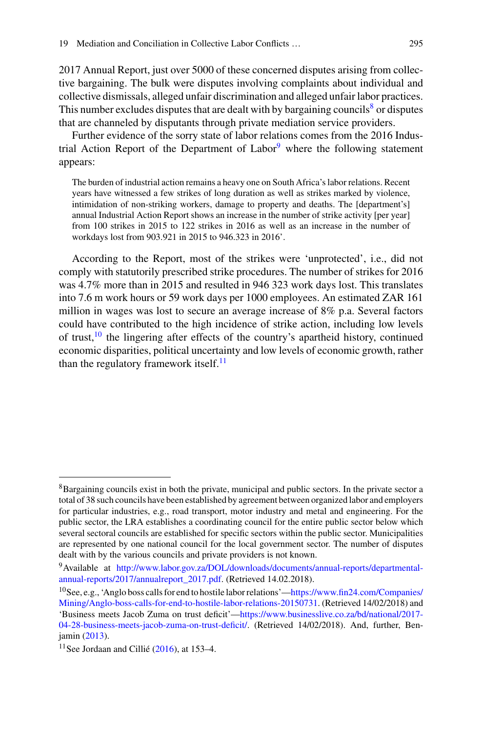2017 Annual Report, just over 5000 of these concerned disputes arising from collective bargaining. The bulk were disputes involving complaints about individual and collective dismissals, alleged unfair discrimination and alleged unfair labor practices. This number excludes disputes that are dealt with by bargaining councils[8] or disputes that are channeled by disputants through private mediation service providers.

Further evidence of the sorry state of labor relations comes from the 2016 Industrial Action Report of the Department of Labor[9] where the following statement appears:

> The burden of industrial action remains a heavy one on South Africa's labor relations. Recent years have witnessed a few strikes of long duration as well as strikes marked by violence, intimidation of non-striking workers, damage to property and deaths. The [department's] annual Industrial Action Report shows an increase in the number of strike activity [per year] from 100 strikes in 2015 to 122 strikes in 2016 as well as an increase in the number of workdays lost from 903.921 in 2015 to 946.323 in 2016'.

According to the Report, most of the strikes were 'unprotected', i.e., did not comply with statutorily prescribed strike procedures. The number of strikes for 2016 was 4.7% more than in 2015 and resulted in 946 323 work days lost. This translates into 7.6 m work hours or 59 work days per 1000 employees. An estimated ZAR 161 million in wages was lost to secure an average increase of 8% p.a. Several factors could have contributed to the high incidence of strike action, including low levels of trust,[10] the lingering after effects of the country's apartheid history, continued economic disparities, political uncertainty and low levels of economic growth, rather than the regulatory framework itself.[11]

---

[8] Bargaining councils exist in both the private, municipal and public sectors. In the private sector a total of 38 such councils have been established by agreement between organized labor and employers for particular industries, e.g., road transport, motor industry and metal and engineering. For the public sector, the LRA establishes a coordinating council for the entire public sector below which several sectoral councils are established for specific sectors within the public sector. Municipalities are represented by one national council for the local government sector. The number of disputes dealt with by the various councils and private providers is not known.

[9] Available at http://www.labor.gov.za/DOL/downloads/documents/annual-reports/departmental-annual-reports/2017/annualreport_2017.pdf. (Retrieved 14.02.2018).

[10] See, e.g., 'Anglo boss calls for end to hostile labor relations'—https://www.fin24.com/Companies/Mining/Anglo-boss-calls-for-end-to-hostile-labor-relations-20150731. (Retrieved 14/02/2018) and 'Business meets Jacob Zuma on trust deficit'—https://www.businesslive.co.za/bd/national/2017-04-28-business-meets-jacob-zuma-on-trust-deficit/. (Retrieved 14/02/2018). And, further, Benjamin (2013).

[11] See Jordaan and Cillié (2016), at 153–4.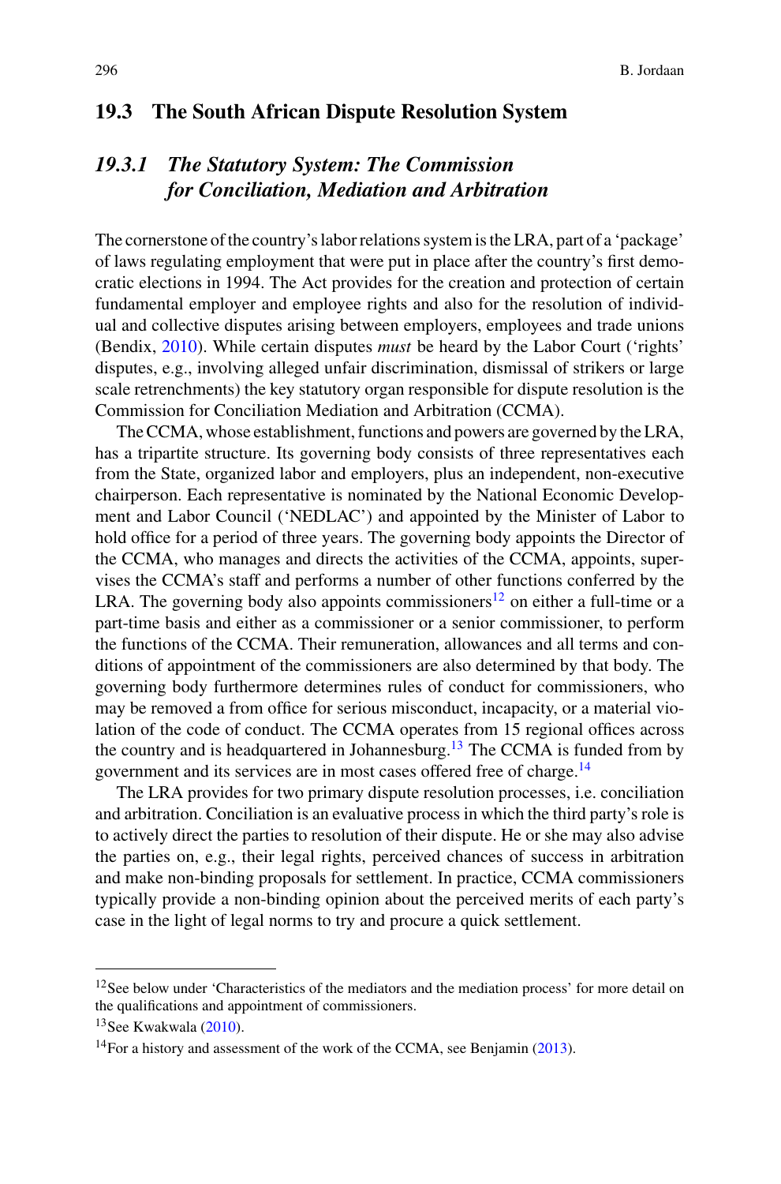## 19.3 The South African Dispute Resolution System

### *19.3.1 The Statutory System: The Commission for Conciliation, Mediation and Arbitration*

The cornerstone of the country's labor relations system is the LRA, part of a 'package' of laws regulating employment that were put in place after the country's first democratic elections in 1994. The Act provides for the creation and protection of certain fundamental employer and employee rights and also for the resolution of individual and collective disputes arising between employers, employees and trade unions (Bendix, 2010). While certain disputes *must* be heard by the Labor Court ('rights' disputes, e.g., involving alleged unfair discrimination, dismissal of strikers or large scale retrenchments) the key statutory organ responsible for dispute resolution is the Commission for Conciliation Mediation and Arbitration (CCMA).

The CCMA, whose establishment, functions and powers are governed by the LRA, has a tripartite structure. Its governing body consists of three representatives each from the State, organized labor and employers, plus an independent, non-executive chairperson. Each representative is nominated by the National Economic Development and Labor Council ('NEDLAC') and appointed by the Minister of Labor to hold office for a period of three years. The governing body appoints the Director of the CCMA, who manages and directs the activities of the CCMA, appoints, supervises the CCMA's staff and performs a number of other functions conferred by the LRA. The governing body also appoints commissioners[12] on either a full-time or a part-time basis and either as a commissioner or a senior commissioner, to perform the functions of the CCMA. Their remuneration, allowances and all terms and conditions of appointment of the commissioners are also determined by that body. The governing body furthermore determines rules of conduct for commissioners, who may be removed a from office for serious misconduct, incapacity, or a material violation of the code of conduct. The CCMA operates from 15 regional offices across the country and is headquartered in Johannesburg.[13] The CCMA is funded from by government and its services are in most cases offered free of charge.[14]

The LRA provides for two primary dispute resolution processes, i.e. conciliation and arbitration. Conciliation is an evaluative process in which the third party's role is to actively direct the parties to resolution of their dispute. He or she may also advise the parties on, e.g., their legal rights, perceived chances of success in arbitration and make non-binding proposals for settlement. In practice, CCMA commissioners typically provide a non-binding opinion about the perceived merits of each party's case in the light of legal norms to try and procure a quick settlement.

---

[12] See below under 'Characteristics of the mediators and the mediation process' for more detail on the qualifications and appointment of commissioners.

[13] See Kwakwala (2010).

[14] For a history and assessment of the work of the CCMA, see Benjamin (2013).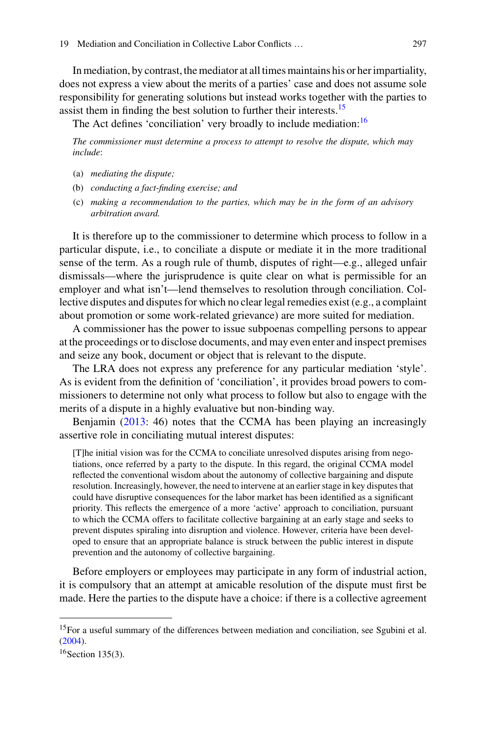In mediation, by contrast, the mediator at all times maintains his or her impartiality, does not express a view about the merits of a parties' case and does not assume sole responsibility for generating solutions but instead works together with the parties to assist them in finding the best solution to further their interests.[15]

The Act defines 'conciliation' very broadly to include mediation:[16]

> *The commissioner must determine a process to attempt to resolve the dispute, which may include*:
>
> (a) *mediating the dispute;*
>
> (b) *conducting a fact-finding exercise; and*
>
> (c) *making a recommendation to the parties, which may be in the form of an advisory arbitration award.*

It is therefore up to the commissioner to determine which process to follow in a particular dispute, i.e., to conciliate a dispute or mediate it in the more traditional sense of the term. As a rough rule of thumb, disputes of right—e.g., alleged unfair dismissals—where the jurisprudence is quite clear on what is permissible for an employer and what isn't—lend themselves to resolution through conciliation. Collective disputes and disputes for which no clear legal remedies exist (e.g., a complaint about promotion or some work-related grievance) are more suited for mediation.

A commissioner has the power to issue subpoenas compelling persons to appear at the proceedings or to disclose documents, and may even enter and inspect premises and seize any book, document or object that is relevant to the dispute.

The LRA does not express any preference for any particular mediation 'style'. As is evident from the definition of 'conciliation', it provides broad powers to commissioners to determine not only what process to follow but also to engage with the merits of a dispute in a highly evaluative but non-binding way.

Benjamin (2013: 46) notes that the CCMA has been playing an increasingly assertive role in conciliating mutual interest disputes:

> [T]he initial vision was for the CCMA to conciliate unresolved disputes arising from negotiations, once referred by a party to the dispute. In this regard, the original CCMA model reflected the conventional wisdom about the autonomy of collective bargaining and dispute resolution. Increasingly, however, the need to intervene at an earlier stage in key disputes that could have disruptive consequences for the labor market has been identified as a significant priority. This reflects the emergence of a more 'active' approach to conciliation, pursuant to which the CCMA offers to facilitate collective bargaining at an early stage and seeks to prevent disputes spiraling into disruption and violence. However, criteria have been developed to ensure that an appropriate balance is struck between the public interest in dispute prevention and the autonomy of collective bargaining.

Before employers or employees may participate in any form of industrial action, it is compulsory that an attempt at amicable resolution of the dispute must first be made. Here the parties to the dispute have a choice: if there is a collective agreement

---

[15] For a useful summary of the differences between mediation and conciliation, see Sgubini et al. (2004).

[16] Section 135(3).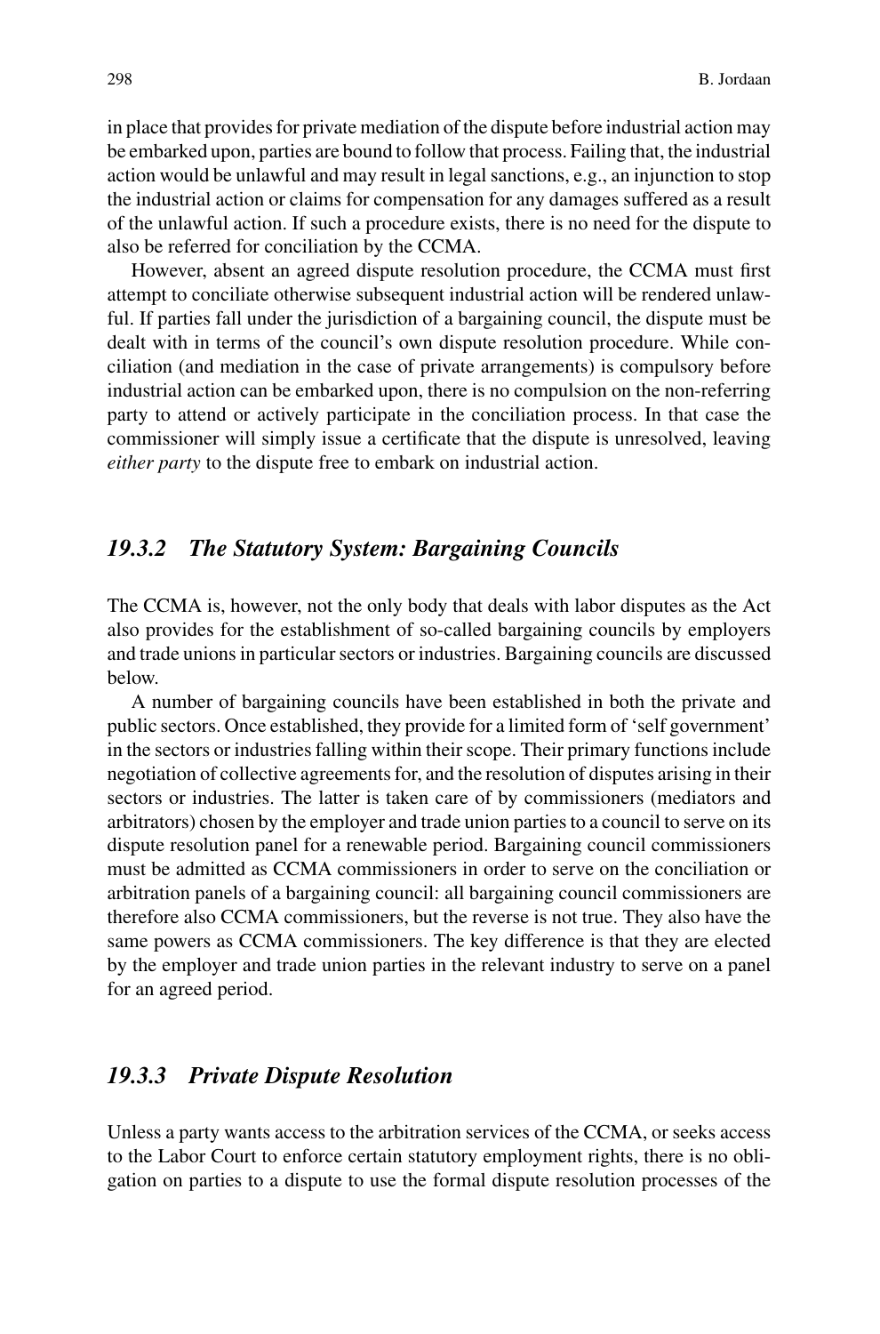in place that provides for private mediation of the dispute before industrial action may be embarked upon, parties are bound to follow that process. Failing that, the industrial action would be unlawful and may result in legal sanctions, e.g., an injunction to stop the industrial action or claims for compensation for any damages suffered as a result of the unlawful action. If such a procedure exists, there is no need for the dispute to also be referred for conciliation by the CCMA.

However, absent an agreed dispute resolution procedure, the CCMA must first attempt to conciliate otherwise subsequent industrial action will be rendered unlawful. If parties fall under the jurisdiction of a bargaining council, the dispute must be dealt with in terms of the council's own dispute resolution procedure. While conciliation (and mediation in the case of private arrangements) is compulsory before industrial action can be embarked upon, there is no compulsion on the non-referring party to attend or actively participate in the conciliation process. In that case the commissioner will simply issue a certificate that the dispute is unresolved, leaving *either party* to the dispute free to embark on industrial action.

### *19.3.2 The Statutory System: Bargaining Councils*

The CCMA is, however, not the only body that deals with labor disputes as the Act also provides for the establishment of so-called bargaining councils by employers and trade unions in particular sectors or industries. Bargaining councils are discussed below.

A number of bargaining councils have been established in both the private and public sectors. Once established, they provide for a limited form of 'self government' in the sectors or industries falling within their scope. Their primary functions include negotiation of collective agreements for, and the resolution of disputes arising in their sectors or industries. The latter is taken care of by commissioners (mediators and arbitrators) chosen by the employer and trade union parties to a council to serve on its dispute resolution panel for a renewable period. Bargaining council commissioners must be admitted as CCMA commissioners in order to serve on the conciliation or arbitration panels of a bargaining council: all bargaining council commissioners are therefore also CCMA commissioners, but the reverse is not true. They also have the same powers as CCMA commissioners. The key difference is that they are elected by the employer and trade union parties in the relevant industry to serve on a panel for an agreed period.

### *19.3.3 Private Dispute Resolution*

Unless a party wants access to the arbitration services of the CCMA, or seeks access to the Labor Court to enforce certain statutory employment rights, there is no obligation on parties to a dispute to use the formal dispute resolution processes of the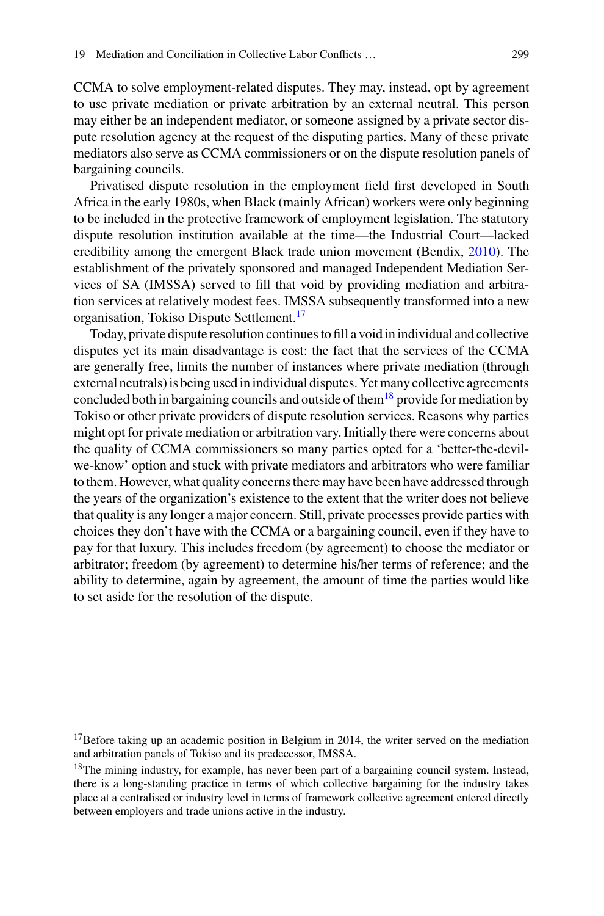CCMA to solve employment-related disputes. They may, instead, opt by agreement to use private mediation or private arbitration by an external neutral. This person may either be an independent mediator, or someone assigned by a private sector dispute resolution agency at the request of the disputing parties. Many of these private mediators also serve as CCMA commissioners or on the dispute resolution panels of bargaining councils.

Privatised dispute resolution in the employment field first developed in South Africa in the early 1980s, when Black (mainly African) workers were only beginning to be included in the protective framework of employment legislation. The statutory dispute resolution institution available at the time—the Industrial Court—lacked credibility among the emergent Black trade union movement (Bendix, 2010). The establishment of the privately sponsored and managed Independent Mediation Services of SA (IMSSA) served to fill that void by providing mediation and arbitration services at relatively modest fees. IMSSA subsequently transformed into a new organisation, Tokiso Dispute Settlement.[17]

Today, private dispute resolution continues to fill a void in individual and collective disputes yet its main disadvantage is cost: the fact that the services of the CCMA are generally free, limits the number of instances where private mediation (through external neutrals) is being used in individual disputes. Yet many collective agreements concluded both in bargaining councils and outside of them[18] provide for mediation by Tokiso or other private providers of dispute resolution services. Reasons why parties might opt for private mediation or arbitration vary. Initially there were concerns about the quality of CCMA commissioners so many parties opted for a 'better-the-devil-we-know' option and stuck with private mediators and arbitrators who were familiar to them. However, what quality concerns there may have been have addressed through the years of the organization's existence to the extent that the writer does not believe that quality is any longer a major concern. Still, private processes provide parties with choices they don't have with the CCMA or a bargaining council, even if they have to pay for that luxury. This includes freedom (by agreement) to choose the mediator or arbitrator; freedom (by agreement) to determine his/her terms of reference; and the ability to determine, again by agreement, the amount of time the parties would like to set aside for the resolution of the dispute.

---

[17] Before taking up an academic position in Belgium in 2014, the writer served on the mediation and arbitration panels of Tokiso and its predecessor, IMSSA.

[18] The mining industry, for example, has never been part of a bargaining council system. Instead, there is a long-standing practice in terms of which collective bargaining for the industry takes place at a centralised or industry level in terms of framework collective agreement entered directly between employers and trade unions active in the industry.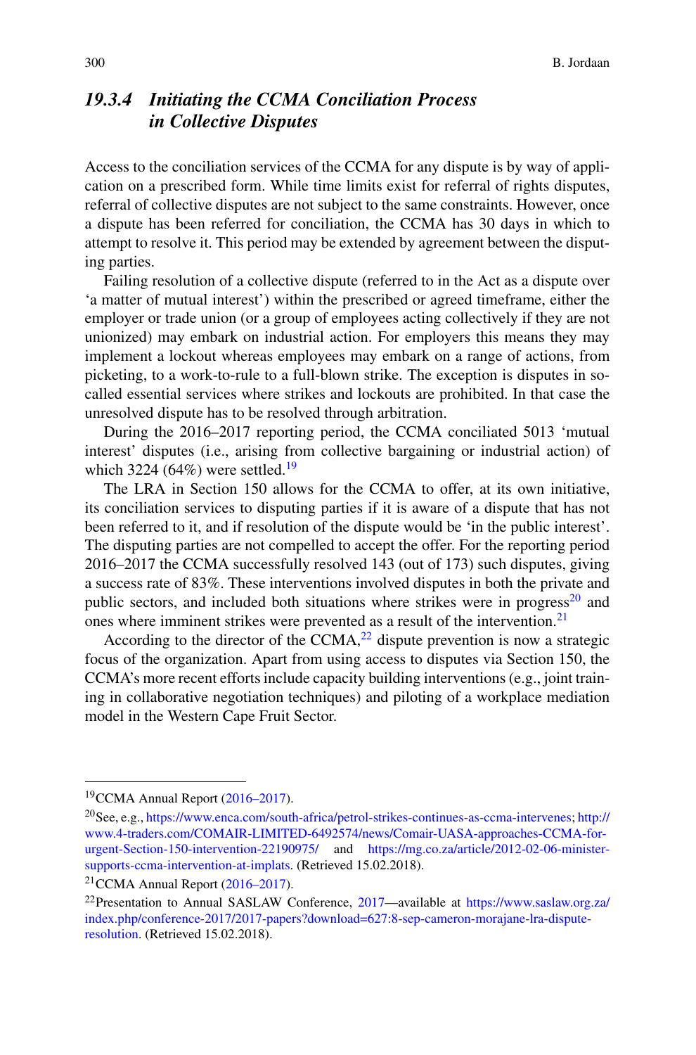### 19.3.4 *Initiating the CCMA Conciliation Process in Collective Disputes*

Access to the conciliation services of the CCMA for any dispute is by way of application on a prescribed form. While time limits exist for referral of rights disputes, referral of collective disputes are not subject to the same constraints. However, once a dispute has been referred for conciliation, the CCMA has 30 days in which to attempt to resolve it. This period may be extended by agreement between the disputing parties.

Failing resolution of a collective dispute (referred to in the Act as a dispute over 'a matter of mutual interest') within the prescribed or agreed timeframe, either the employer or trade union (or a group of employees acting collectively if they are not unionized) may embark on industrial action. For employers this means they may implement a lockout whereas employees may embark on a range of actions, from picketing, to a work-to-rule to a full-blown strike. The exception is disputes in so-called essential services where strikes and lockouts are prohibited. In that case the unresolved dispute has to be resolved through arbitration.

During the 2016–2017 reporting period, the CCMA conciliated 5013 'mutual interest' disputes (i.e., arising from collective bargaining or industrial action) of which 3224 (64%) were settled.[19]

The LRA in Section 150 allows for the CCMA to offer, at its own initiative, its conciliation services to disputing parties if it is aware of a dispute that has not been referred to it, and if resolution of the dispute would be 'in the public interest'. The disputing parties are not compelled to accept the offer. For the reporting period 2016–2017 the CCMA successfully resolved 143 (out of 173) such disputes, giving a success rate of 83%. These interventions involved disputes in both the private and public sectors, and included both situations where strikes were in progress[20] and ones where imminent strikes were prevented as a result of the intervention.[21]

According to the director of the CCMA,[22] dispute prevention is now a strategic focus of the organization. Apart from using access to disputes via Section 150, the CCMA's more recent efforts include capacity building interventions (e.g., joint training in collaborative negotiation techniques) and piloting of a workplace mediation model in the Western Cape Fruit Sector.

---

[19] CCMA Annual Report (2016–2017).

[20] See, e.g., https://www.enca.com/south-africa/petrol-strikes-continues-as-ccma-intervenes; http://www.4-traders.com/COMAIR-LIMITED-6492574/news/Comair-UASA-approaches-CCMA-for-urgent-Section-150-intervention-22190975/ and https://mg.co.za/article/2012-02-06-minister-supports-ccma-intervention-at-implats. (Retrieved 15.02.2018).

[21] CCMA Annual Report (2016–2017).

[22] Presentation to Annual SASLAW Conference, 2017—available at https://www.saslaw.org.za/index.php/conference-2017/2017-papers?download=627:8-sep-cameron-morajane-lra-dispute-resolution. (Retrieved 15.02.2018).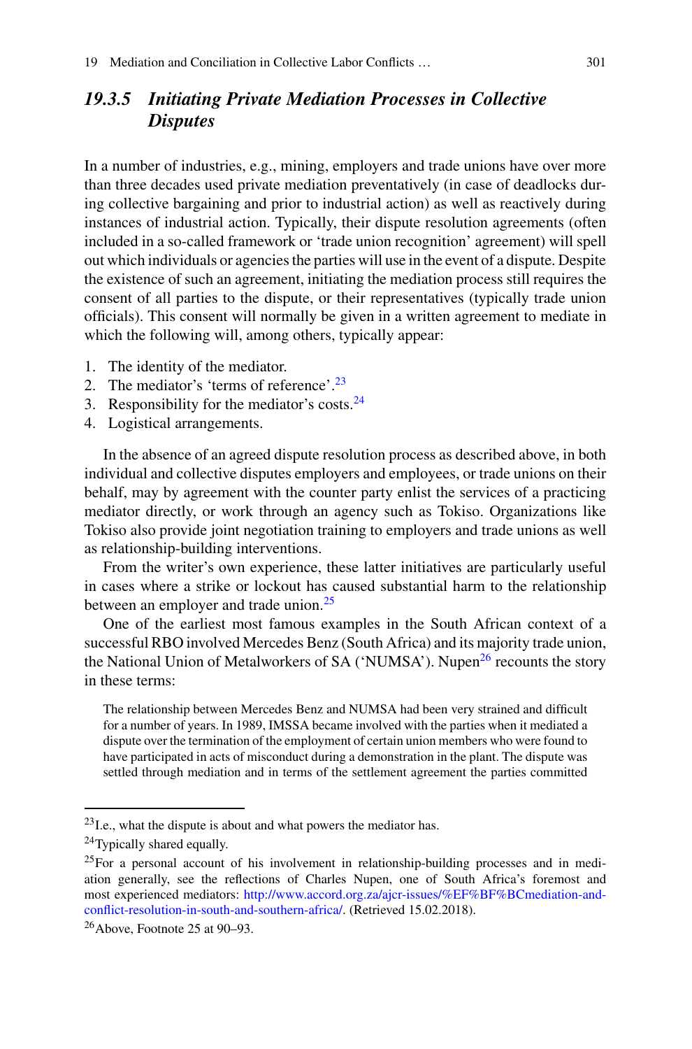### *19.3.5 Initiating Private Mediation Processes in Collective Disputes*

In a number of industries, e.g., mining, employers and trade unions have over more than three decades used private mediation preventatively (in case of deadlocks during collective bargaining and prior to industrial action) as well as reactively during instances of industrial action. Typically, their dispute resolution agreements (often included in a so-called framework or 'trade union recognition' agreement) will spell out which individuals or agencies the parties will use in the event of a dispute. Despite the existence of such an agreement, initiating the mediation process still requires the consent of all parties to the dispute, or their representatives (typically trade union officials). This consent will normally be given in a written agreement to mediate in which the following will, among others, typically appear:

1. The identity of the mediator.
2. The mediator's 'terms of reference'.[23]
3. Responsibility for the mediator's costs.[24]
4. Logistical arrangements.

In the absence of an agreed dispute resolution process as described above, in both individual and collective disputes employers and employees, or trade unions on their behalf, may by agreement with the counter party enlist the services of a practicing mediator directly, or work through an agency such as Tokiso. Organizations like Tokiso also provide joint negotiation training to employers and trade unions as well as relationship-building interventions.

From the writer's own experience, these latter initiatives are particularly useful in cases where a strike or lockout has caused substantial harm to the relationship between an employer and trade union.[25]

One of the earliest most famous examples in the South African context of a successful RBO involved Mercedes Benz (South Africa) and its majority trade union, the National Union of Metalworkers of SA ('NUMSA'). Nupen[26] recounts the story in these terms:

> The relationship between Mercedes Benz and NUMSA had been very strained and difficult for a number of years. In 1989, IMSSA became involved with the parties when it mediated a dispute over the termination of the employment of certain union members who were found to have participated in acts of misconduct during a demonstration in the plant. The dispute was settled through mediation and in terms of the settlement agreement the parties committed

---

[23] I.e., what the dispute is about and what powers the mediator has.

[24] Typically shared equally.

[25] For a personal account of his involvement in relationship-building processes and in mediation generally, see the reflections of Charles Nupen, one of South Africa's foremost and most experienced mediators: http://www.accord.org.za/ajcr-issues/%EF%BF%BCmediation-and-conflict-resolution-in-south-and-southern-africa/. (Retrieved 15.02.2018).

[26] Above, Footnote 25 at 90–93.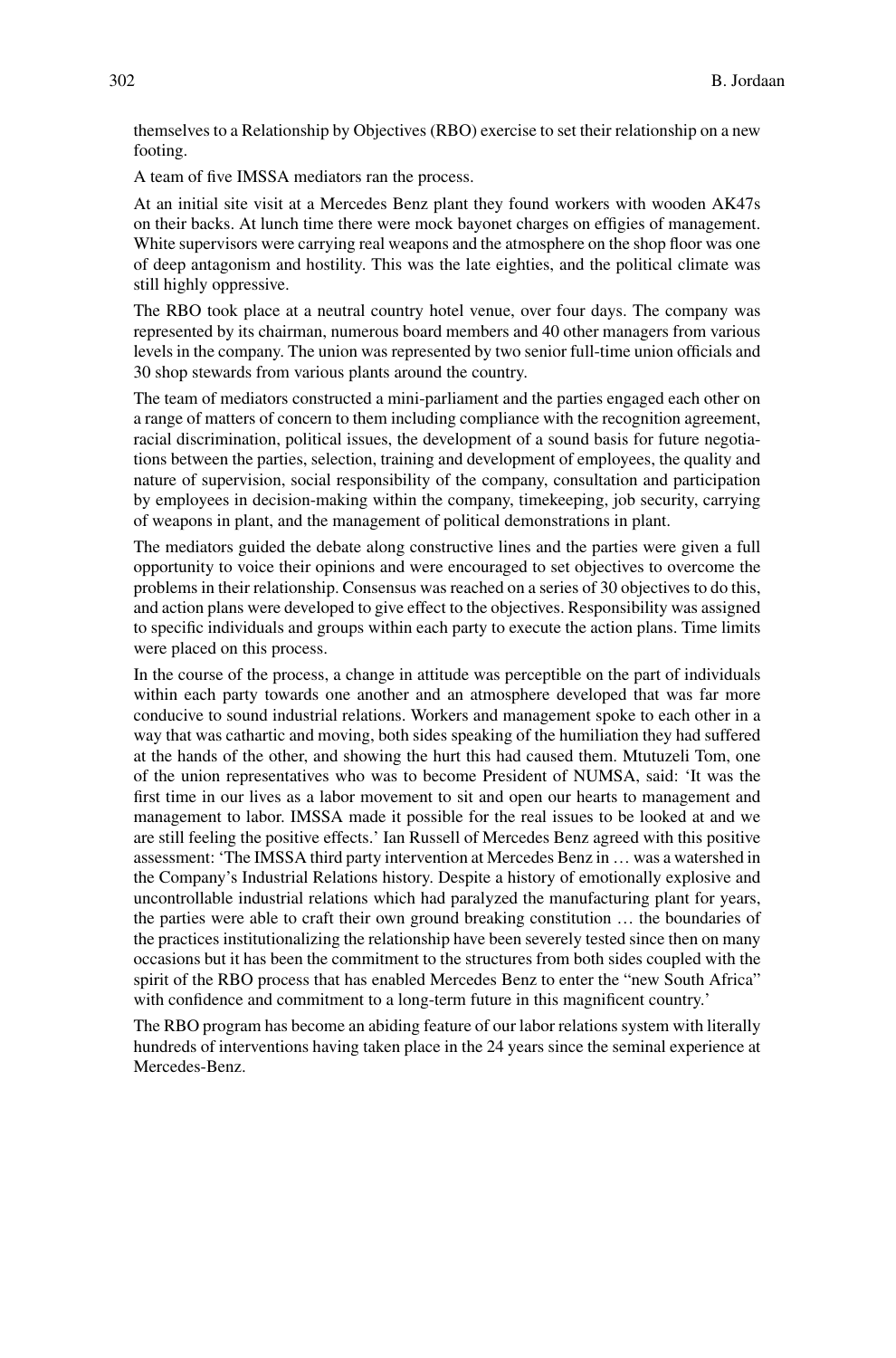themselves to a Relationship by Objectives (RBO) exercise to set their relationship on a new footing.

A team of five IMSSA mediators ran the process.

At an initial site visit at a Mercedes Benz plant they found workers with wooden AK47s on their backs. At lunch time there were mock bayonet charges on effigies of management. White supervisors were carrying real weapons and the atmosphere on the shop floor was one of deep antagonism and hostility. This was the late eighties, and the political climate was still highly oppressive.

The RBO took place at a neutral country hotel venue, over four days. The company was represented by its chairman, numerous board members and 40 other managers from various levels in the company. The union was represented by two senior full-time union officials and 30 shop stewards from various plants around the country.

The team of mediators constructed a mini-parliament and the parties engaged each other on a range of matters of concern to them including compliance with the recognition agreement, racial discrimination, political issues, the development of a sound basis for future negotiations between the parties, selection, training and development of employees, the quality and nature of supervision, social responsibility of the company, consultation and participation by employees in decision-making within the company, timekeeping, job security, carrying of weapons in plant, and the management of political demonstrations in plant.

The mediators guided the debate along constructive lines and the parties were given a full opportunity to voice their opinions and were encouraged to set objectives to overcome the problems in their relationship. Consensus was reached on a series of 30 objectives to do this, and action plans were developed to give effect to the objectives. Responsibility was assigned to specific individuals and groups within each party to execute the action plans. Time limits were placed on this process.

In the course of the process, a change in attitude was perceptible on the part of individuals within each party towards one another and an atmosphere developed that was far more conducive to sound industrial relations. Workers and management spoke to each other in a way that was cathartic and moving, both sides speaking of the humiliation they had suffered at the hands of the other, and showing the hurt this had caused them. Mtutuzeli Tom, one of the union representatives who was to become President of NUMSA, said: 'It was the first time in our lives as a labor movement to sit and open our hearts to management and management to labor. IMSSA made it possible for the real issues to be looked at and we are still feeling the positive effects.' Ian Russell of Mercedes Benz agreed with this positive assessment: 'The IMSSA third party intervention at Mercedes Benz in … was a watershed in the Company's Industrial Relations history. Despite a history of emotionally explosive and uncontrollable industrial relations which had paralyzed the manufacturing plant for years, the parties were able to craft their own ground breaking constitution … the boundaries of the practices institutionalizing the relationship have been severely tested since then on many occasions but it has been the commitment to the structures from both sides coupled with the spirit of the RBO process that has enabled Mercedes Benz to enter the "new South Africa" with confidence and commitment to a long-term future in this magnificent country.'

The RBO program has become an abiding feature of our labor relations system with literally hundreds of interventions having taken place in the 24 years since the seminal experience at Mercedes-Benz.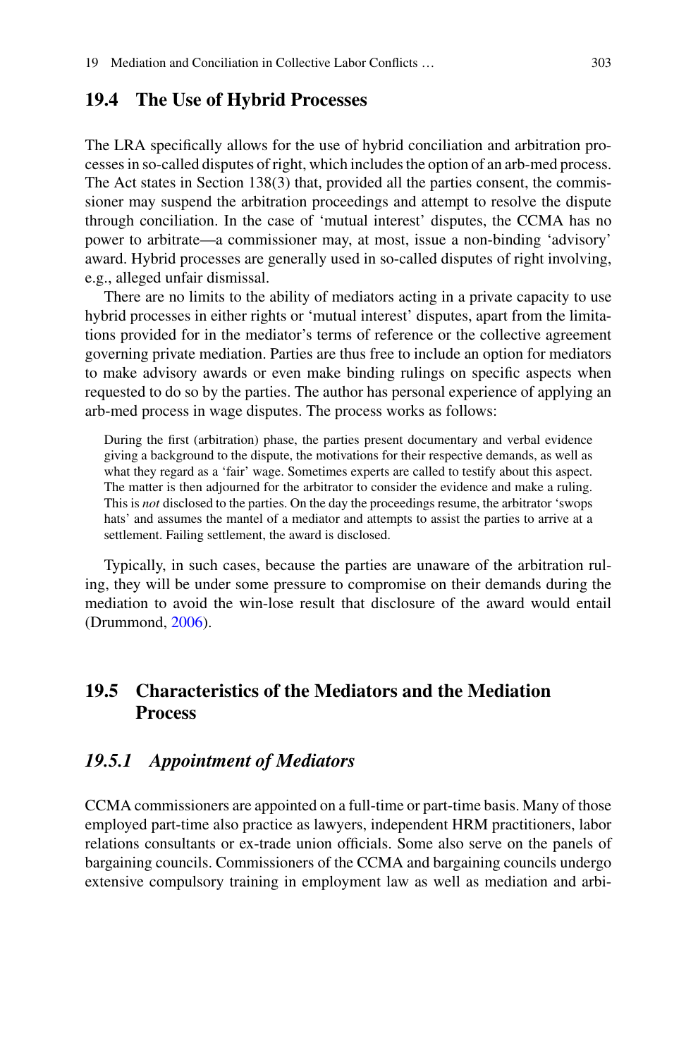## 19.4 The Use of Hybrid Processes

The LRA specifically allows for the use of hybrid conciliation and arbitration processes in so-called disputes of right, which includes the option of an arb-med process. The Act states in Section 138(3) that, provided all the parties consent, the commissioner may suspend the arbitration proceedings and attempt to resolve the dispute through conciliation. In the case of 'mutual interest' disputes, the CCMA has no power to arbitrate—a commissioner may, at most, issue a non-binding 'advisory' award. Hybrid processes are generally used in so-called disputes of right involving, e.g., alleged unfair dismissal.

There are no limits to the ability of mediators acting in a private capacity to use hybrid processes in either rights or 'mutual interest' disputes, apart from the limitations provided for in the mediator's terms of reference or the collective agreement governing private mediation. Parties are thus free to include an option for mediators to make advisory awards or even make binding rulings on specific aspects when requested to do so by the parties. The author has personal experience of applying an arb-med process in wage disputes. The process works as follows:

> During the first (arbitration) phase, the parties present documentary and verbal evidence giving a background to the dispute, the motivations for their respective demands, as well as what they regard as a 'fair' wage. Sometimes experts are called to testify about this aspect. The matter is then adjourned for the arbitrator to consider the evidence and make a ruling. This is *not* disclosed to the parties. On the day the proceedings resume, the arbitrator 'swops hats' and assumes the mantel of a mediator and attempts to assist the parties to arrive at a settlement. Failing settlement, the award is disclosed.

Typically, in such cases, because the parties are unaware of the arbitration ruling, they will be under some pressure to compromise on their demands during the mediation to avoid the win-lose result that disclosure of the award would entail (Drummond, 2006).

## 19.5 Characteristics of the Mediators and the Mediation Process

### *19.5.1 Appointment of Mediators*

CCMA commissioners are appointed on a full-time or part-time basis. Many of those employed part-time also practice as lawyers, independent HRM practitioners, labor relations consultants or ex-trade union officials. Some also serve on the panels of bargaining councils. Commissioners of the CCMA and bargaining councils undergo extensive compulsory training in employment law as well as mediation and arbi-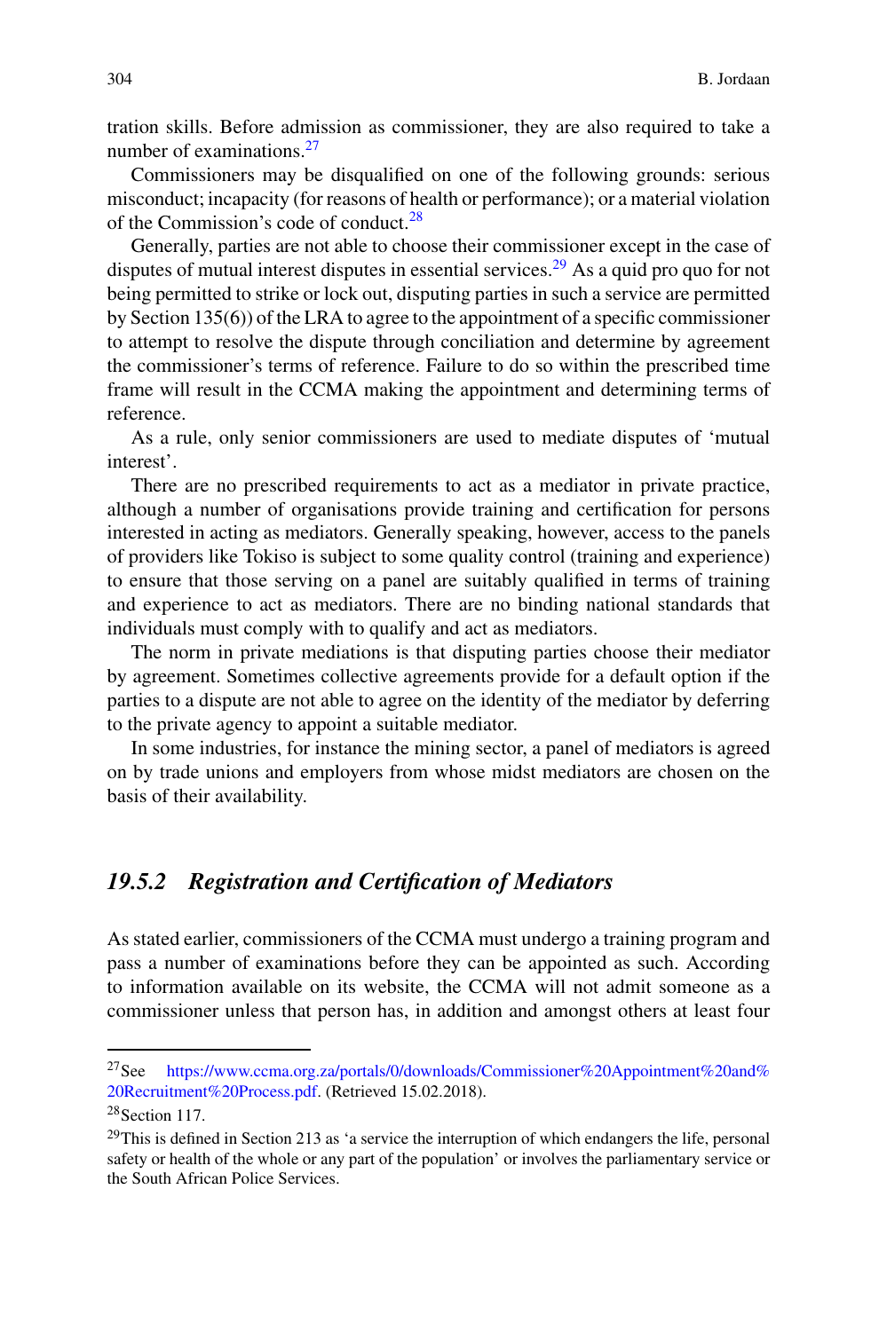tration skills. Before admission as commissioner, they are also required to take a number of examinations.[27]

Commissioners may be disqualified on one of the following grounds: serious misconduct; incapacity (for reasons of health or performance); or a material violation of the Commission's code of conduct.[28]

Generally, parties are not able to choose their commissioner except in the case of disputes of mutual interest disputes in essential services.[29] As a quid pro quo for not being permitted to strike or lock out, disputing parties in such a service are permitted by Section 135(6)) of the LRA to agree to the appointment of a specific commissioner to attempt to resolve the dispute through conciliation and determine by agreement the commissioner's terms of reference. Failure to do so within the prescribed time frame will result in the CCMA making the appointment and determining terms of reference.

As a rule, only senior commissioners are used to mediate disputes of 'mutual interest'.

There are no prescribed requirements to act as a mediator in private practice, although a number of organisations provide training and certification for persons interested in acting as mediators. Generally speaking, however, access to the panels of providers like Tokiso is subject to some quality control (training and experience) to ensure that those serving on a panel are suitably qualified in terms of training and experience to act as mediators. There are no binding national standards that individuals must comply with to qualify and act as mediators.

The norm in private mediations is that disputing parties choose their mediator by agreement. Sometimes collective agreements provide for a default option if the parties to a dispute are not able to agree on the identity of the mediator by deferring to the private agency to appoint a suitable mediator.

In some industries, for instance the mining sector, a panel of mediators is agreed on by trade unions and employers from whose midst mediators are chosen on the basis of their availability.

### *19.5.2 Registration and Certification of Mediators*

As stated earlier, commissioners of the CCMA must undergo a training program and pass a number of examinations before they can be appointed as such. According to information available on its website, the CCMA will not admit someone as a commissioner unless that person has, in addition and amongst others at least four

---

[27] See https://www.ccma.org.za/portals/0/downloads/Commissioner%20Appointment%20and%20Recruitment%20Process.pdf. (Retrieved 15.02.2018).

[28] Section 117.

[29] This is defined in Section 213 as 'a service the interruption of which endangers the life, personal safety or health of the whole or any part of the population' or involves the parliamentary service or the South African Police Services.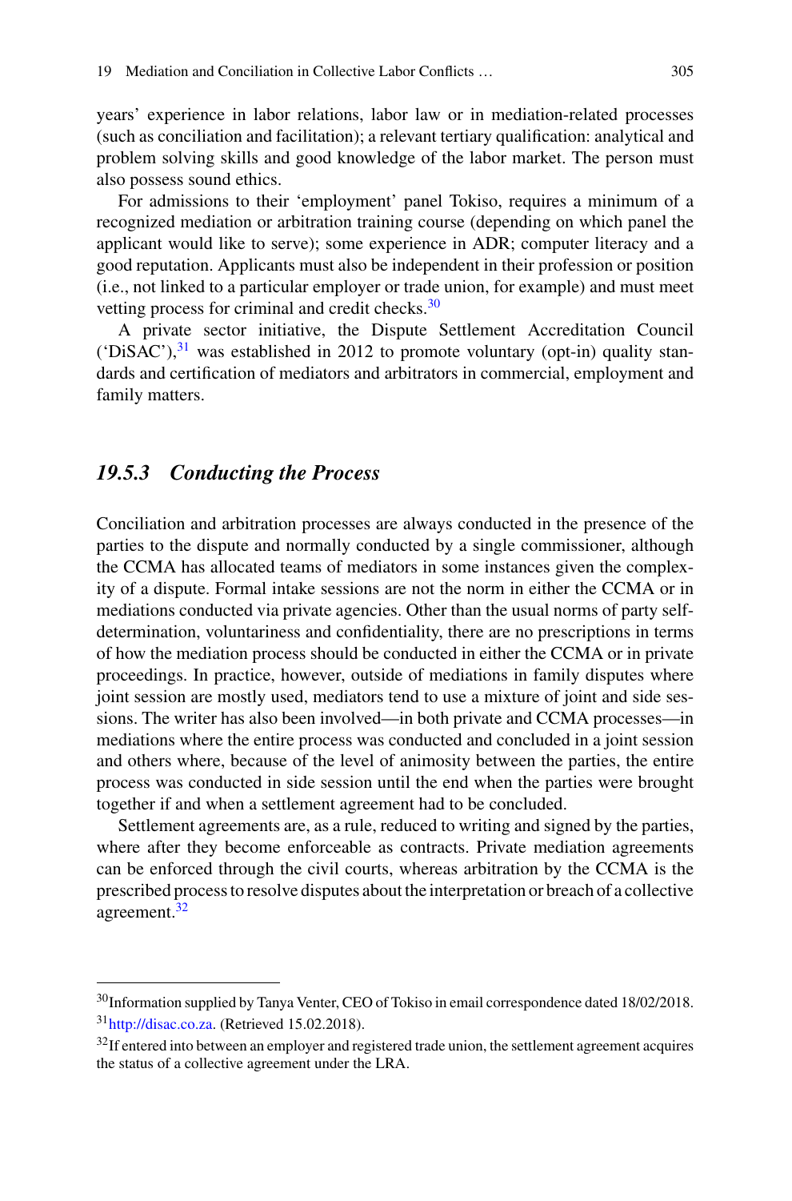years' experience in labor relations, labor law or in mediation-related processes (such as conciliation and facilitation); a relevant tertiary qualification: analytical and problem solving skills and good knowledge of the labor market. The person must also possess sound ethics.

For admissions to their 'employment' panel Tokiso, requires a minimum of a recognized mediation or arbitration training course (depending on which panel the applicant would like to serve); some experience in ADR; computer literacy and a good reputation. Applicants must also be independent in their profession or position (i.e., not linked to a particular employer or trade union, for example) and must meet vetting process for criminal and credit checks.[30]

A private sector initiative, the Dispute Settlement Accreditation Council ('DiSAC'),[31] was established in 2012 to promote voluntary (opt-in) quality standards and certification of mediators and arbitrators in commercial, employment and family matters.

### *19.5.3 Conducting the Process*

Conciliation and arbitration processes are always conducted in the presence of the parties to the dispute and normally conducted by a single commissioner, although the CCMA has allocated teams of mediators in some instances given the complexity of a dispute. Formal intake sessions are not the norm in either the CCMA or in mediations conducted via private agencies. Other than the usual norms of party self-determination, voluntariness and confidentiality, there are no prescriptions in terms of how the mediation process should be conducted in either the CCMA or in private proceedings. In practice, however, outside of mediations in family disputes where joint session are mostly used, mediators tend to use a mixture of joint and side sessions. The writer has also been involved—in both private and CCMA processes—in mediations where the entire process was conducted and concluded in a joint session and others where, because of the level of animosity between the parties, the entire process was conducted in side session until the end when the parties were brought together if and when a settlement agreement had to be concluded.

Settlement agreements are, as a rule, reduced to writing and signed by the parties, where after they become enforceable as contracts. Private mediation agreements can be enforced through the civil courts, whereas arbitration by the CCMA is the prescribed process to resolve disputes about the interpretation or breach of a collective agreement.[32]

---

[30] Information supplied by Tanya Venter, CEO of Tokiso in email correspondence dated 18/02/2018.

[31] http://disac.co.za. (Retrieved 15.02.2018).

[32] If entered into between an employer and registered trade union, the settlement agreement acquires the status of a collective agreement under the LRA.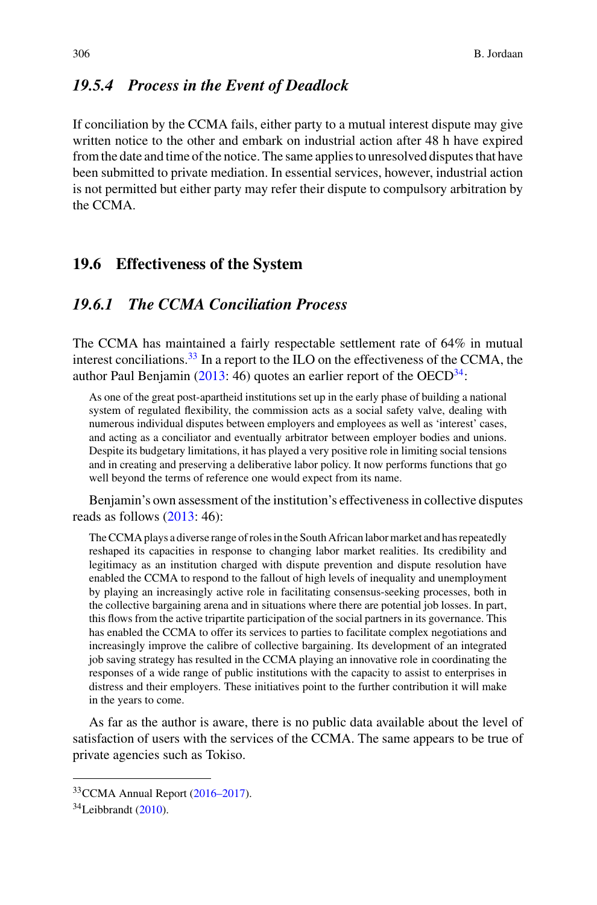### 19.5.4 *Process in the Event of Deadlock*

If conciliation by the CCMA fails, either party to a mutual interest dispute may give written notice to the other and embark on industrial action after 48 h have expired from the date and time of the notice. The same applies to unresolved disputes that have been submitted to private mediation. In essential services, however, industrial action is not permitted but either party may refer their dispute to compulsory arbitration by the CCMA.

## 19.6 Effectiveness of the System

### 19.6.1 *The CCMA Conciliation Process*

The CCMA has maintained a fairly respectable settlement rate of 64% in mutual interest conciliations.[33] In a report to the ILO on the effectiveness of the CCMA, the author Paul Benjamin (2013: 46) quotes an earlier report of the OECD[34]:

> As one of the great post-apartheid institutions set up in the early phase of building a national system of regulated flexibility, the commission acts as a social safety valve, dealing with numerous individual disputes between employers and employees as well as 'interest' cases, and acting as a conciliator and eventually arbitrator between employer bodies and unions. Despite its budgetary limitations, it has played a very positive role in limiting social tensions and in creating and preserving a deliberative labor policy. It now performs functions that go well beyond the terms of reference one would expect from its name.

Benjamin's own assessment of the institution's effectiveness in collective disputes reads as follows (2013: 46):

> The CCMA plays a diverse range of roles in the South African labor market and has repeatedly reshaped its capacities in response to changing labor market realities. Its credibility and legitimacy as an institution charged with dispute prevention and dispute resolution have enabled the CCMA to respond to the fallout of high levels of inequality and unemployment by playing an increasingly active role in facilitating consensus-seeking processes, both in the collective bargaining arena and in situations where there are potential job losses. In part, this flows from the active tripartite participation of the social partners in its governance. This has enabled the CCMA to offer its services to parties to facilitate complex negotiations and increasingly improve the calibre of collective bargaining. Its development of an integrated job saving strategy has resulted in the CCMA playing an innovative role in coordinating the responses of a wide range of public institutions with the capacity to assist to enterprises in distress and their employers. These initiatives point to the further contribution it will make in the years to come.

As far as the author is aware, there is no public data available about the level of satisfaction of users with the services of the CCMA. The same appears to be true of private agencies such as Tokiso.

---

[33] CCMA Annual Report (2016–2017).

[34] Leibbrandt (2010).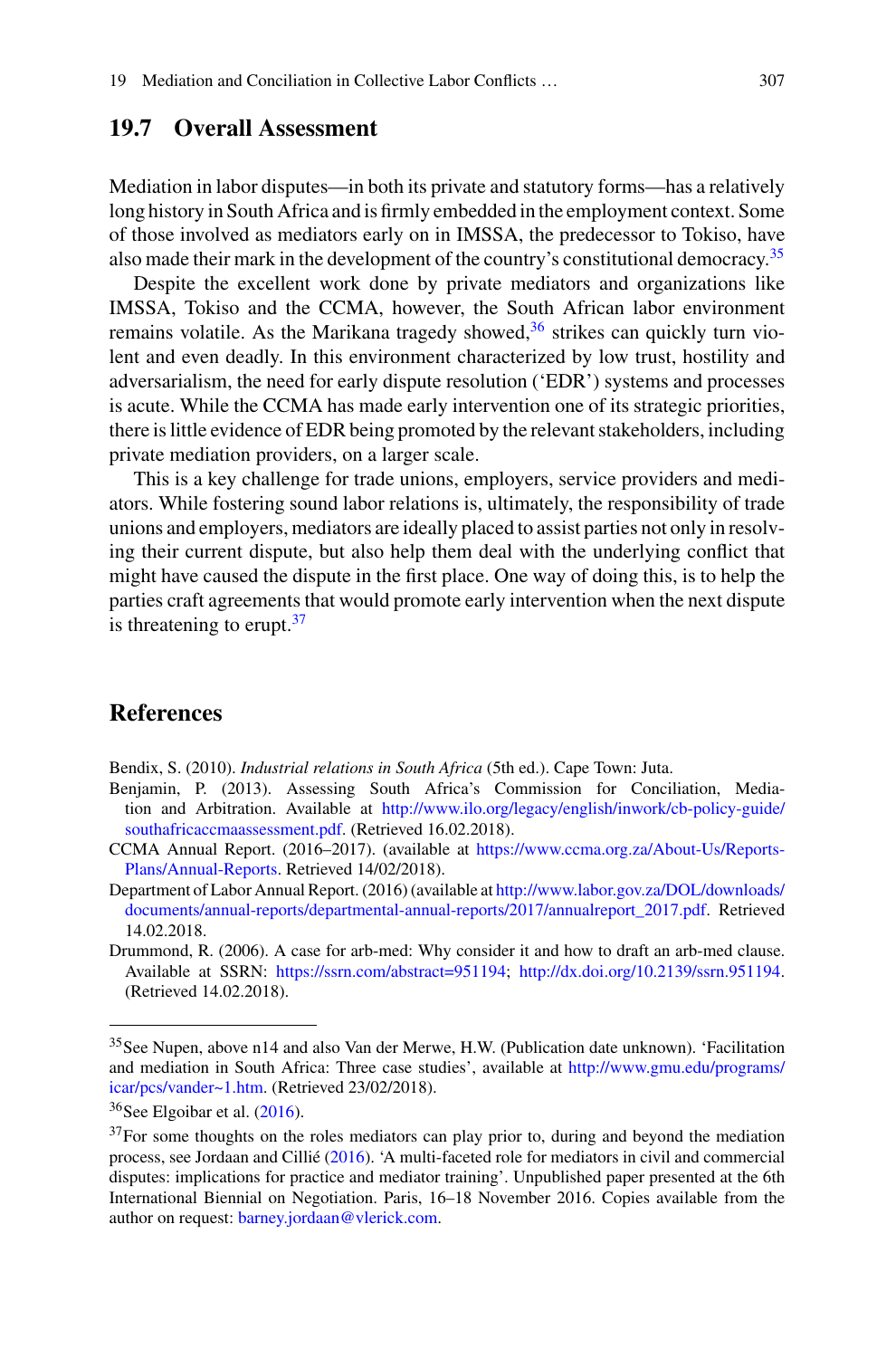## 19.7 Overall Assessment

Mediation in labor disputes—in both its private and statutory forms—has a relatively long history in South Africa and is firmly embedded in the employment context. Some of those involved as mediators early on in IMSSA, the predecessor to Tokiso, have also made their mark in the development of the country's constitutional democracy.[35]

Despite the excellent work done by private mediators and organizations like IMSSA, Tokiso and the CCMA, however, the South African labor environment remains volatile. As the Marikana tragedy showed,[36] strikes can quickly turn violent and even deadly. In this environment characterized by low trust, hostility and adversarialism, the need for early dispute resolution ('EDR') systems and processes is acute. While the CCMA has made early intervention one of its strategic priorities, there is little evidence of EDR being promoted by the relevant stakeholders, including private mediation providers, on a larger scale.

This is a key challenge for trade unions, employers, service providers and mediators. While fostering sound labor relations is, ultimately, the responsibility of trade unions and employers, mediators are ideally placed to assist parties not only in resolving their current dispute, but also help them deal with the underlying conflict that might have caused the dispute in the first place. One way of doing this, is to help the parties craft agreements that would promote early intervention when the next dispute is threatening to erupt.[37]

## References

Bendix, S. (2010). *Industrial relations in South Africa* (5th ed.). Cape Town: Juta.

Benjamin, P. (2013). Assessing South Africa's Commission for Conciliation, Mediation and Arbitration. Available at http://www.ilo.org/legacy/english/inwork/cb-policy-guide/southafricaccmaassessment.pdf. (Retrieved 16.02.2018).

CCMA Annual Report. (2016–2017). (available at https://www.ccma.org.za/About-Us/Reports-Plans/Annual-Reports. Retrieved 14/02/2018).

Department of Labor Annual Report. (2016) (available at http://www.labor.gov.za/DOL/downloads/documents/annual-reports/departmental-annual-reports/2017/annualreport_2017.pdf. Retrieved 14.02.2018.

Drummond, R. (2006). A case for arb-med: Why consider it and how to draft an arb-med clause. Available at SSRN: https://ssrn.com/abstract=951194; http://dx.doi.org/10.2139/ssrn.951194. (Retrieved 14.02.2018).

---

[35] See Nupen, above n14 and also Van der Merwe, H.W. (Publication date unknown). 'Facilitation and mediation in South Africa: Three case studies', available at http://www.gmu.edu/programs/icar/pcs/vander~1.htm. (Retrieved 23/02/2018).

[36] See Elgoibar et al. (2016).

[37] For some thoughts on the roles mediators can play prior to, during and beyond the mediation process, see Jordaan and Cillié (2016). 'A multi-faceted role for mediators in civil and commercial disputes: implications for practice and mediator training'. Unpublished paper presented at the 6th International Biennial on Negotiation. Paris, 16–18 November 2016. Copies available from the author on request: barney.jordaan@vlerick.com.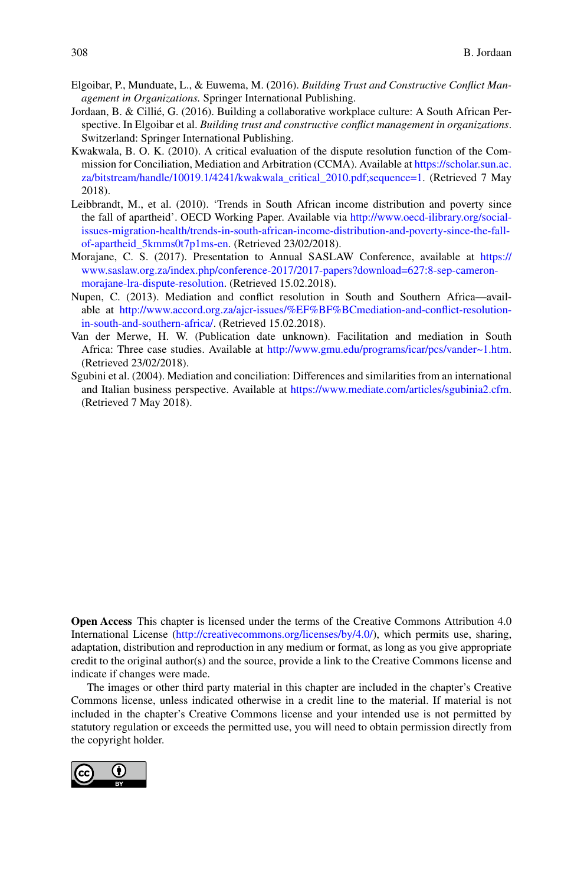Elgoibar, P., Munduate, L., & Euwema, M. (2016). *Building Trust and Constructive Conflict Management in Organizations.* Springer International Publishing.

Jordaan, B. & Cillié, G. (2016). Building a collaborative workplace culture: A South African Perspective. In Elgoibar et al. *Building trust and constructive conflict management in organizations*. Switzerland: Springer International Publishing.

Kwakwala, B. O. K. (2010). A critical evaluation of the dispute resolution function of the Commission for Conciliation, Mediation and Arbitration (CCMA). Available at https://scholar.sun.ac.za/bitstream/handle/10019.1/4241/kwakwala_critical_2010.pdf;sequence=1. (Retrieved 7 May 2018).

Leibbrandt, M., et al. (2010). 'Trends in South African income distribution and poverty since the fall of apartheid'. OECD Working Paper. Available via http://www.oecd-ilibrary.org/social-issues-migration-health/trends-in-south-african-income-distribution-and-poverty-since-the-fall-of-apartheid_5kmms0t7p1ms-en. (Retrieved 23/02/2018).

Morajane, C. S. (2017). Presentation to Annual SASLAW Conference, available at https://www.saslaw.org.za/index.php/conference-2017/2017-papers?download=627:8-sep-cameron-morajane-lra-dispute-resolution. (Retrieved 15.02.2018).

Nupen, C. (2013). Mediation and conflict resolution in South and Southern Africa—available at http://www.accord.org.za/ajcr-issues/%EF%BF%BCmediation-and-conflict-resolution-in-south-and-southern-africa/. (Retrieved 15.02.2018).

Van der Merwe, H. W. (Publication date unknown). Facilitation and mediation in South Africa: Three case studies. Available at http://www.gmu.edu/programs/icar/pcs/vander~1.htm. (Retrieved 23/02/2018).

Sgubini et al. (2004). Mediation and conciliation: Differences and similarities from an international and Italian business perspective. Available at https://www.mediate.com/articles/sgubinia2.cfm. (Retrieved 7 May 2018).

**Open Access** This chapter is licensed under the terms of the Creative Commons Attribution 4.0 International License (http://creativecommons.org/licenses/by/4.0/), which permits use, sharing, adaptation, distribution and reproduction in any medium or format, as long as you give appropriate credit to the original author(s) and the source, provide a link to the Creative Commons license and indicate if changes were made.

The images or other third party material in this chapter are included in the chapter's Creative Commons license, unless indicated otherwise in a credit line to the material. If material is not included in the chapter's Creative Commons license and your intended use is not permitted by statutory regulation or exceeds the permitted use, you will need to obtain permission directly from the copyright holder.